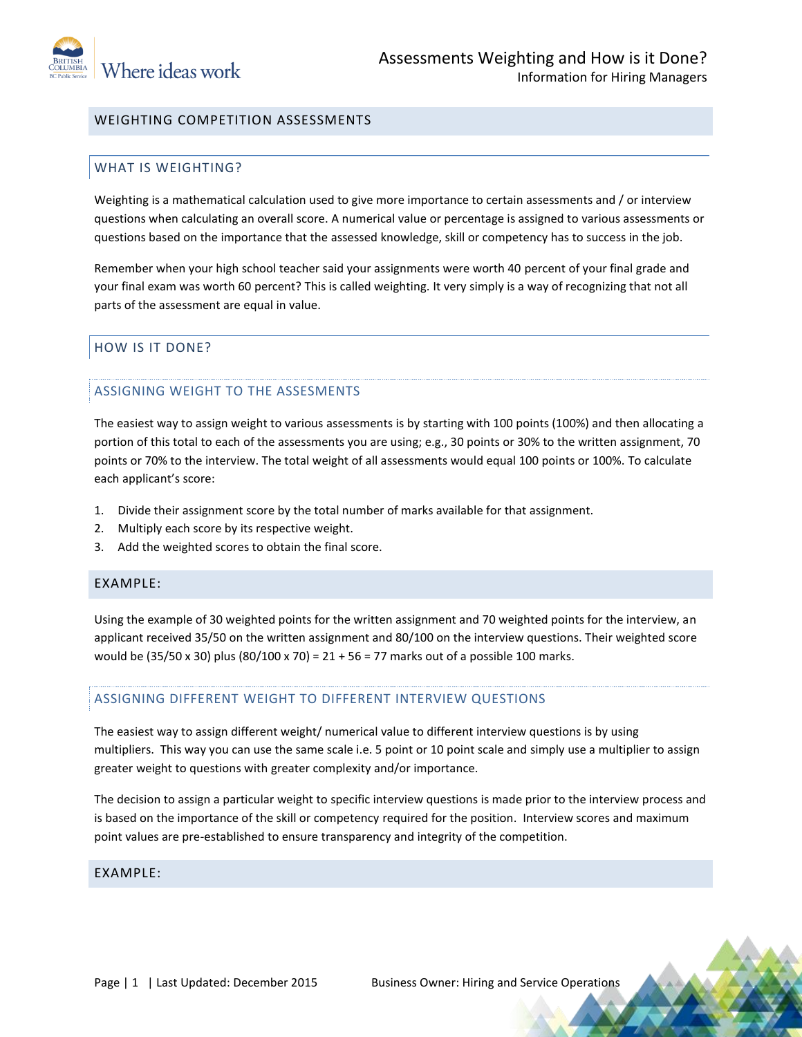# Assessments Weighting and How is it Done?

Information for Hiring Managers

## WEIGHTING COMPETITION ASSESSMENTS

### WHAT IS WEIGHTING?

Weighting is a mathematical calculation used to give more importance to certain assessments and / or interview questions when calculating an overall score. A numerical value or percentage is assigned to various assessments or questions based on the importance that the assessed knowledge, skill or competency has to success in the job.

Remember when your high school teacher said your assignments were worth 40 percent of your final grade and your final exam was worth 60 percent? This is called weighting. It very simply is a way of recognizing that not all parts of the assessment are equal in value.

### HOW IS IT DONE?

#### ASSIGNING WEIGHT TO THE ASSESMENTS

The easiest way to assign weight to various assessments is by starting with 100 points (100%) and then allocating a portion of this total to each of the assessments you are using; e.g., 30 points or 30% to the written assignment, 70 points or 70% to the interview. The total weight of all assessments would equal 100 points or 100%. To calculate each applicant's score:

1. Divide their assignment score by the total number of marks available for that assignment.
2. Multiply each score by its respective weight.
3. Add the weighted scores to obtain the final score.

### EXAMPLE:

Using the example of 30 weighted points for the written assignment and 70 weighted points for the interview, an applicant received 35/50 on the written assignment and 80/100 on the interview questions. Their weighted score would be (35/50 x 30) plus (80/100 x 70) = 21 + 56 = 77 marks out of a possible 100 marks.

#### ASSIGNING DIFFERENT WEIGHT TO DIFFERENT INTERVIEW QUESTIONS

The easiest way to assign different weight/ numerical value to different interview questions is by using multipliers. This way you can use the same scale i.e. 5 point or 10 point scale and simply use a multiplier to assign greater weight to questions with greater complexity and/or importance.

The decision to assign a particular weight to specific interview questions is made prior to the interview process and is based on the importance of the skill or competency required for the position. Interview scores and maximum point values are pre-established to ensure transparency and integrity of the competition.

### EXAMPLE: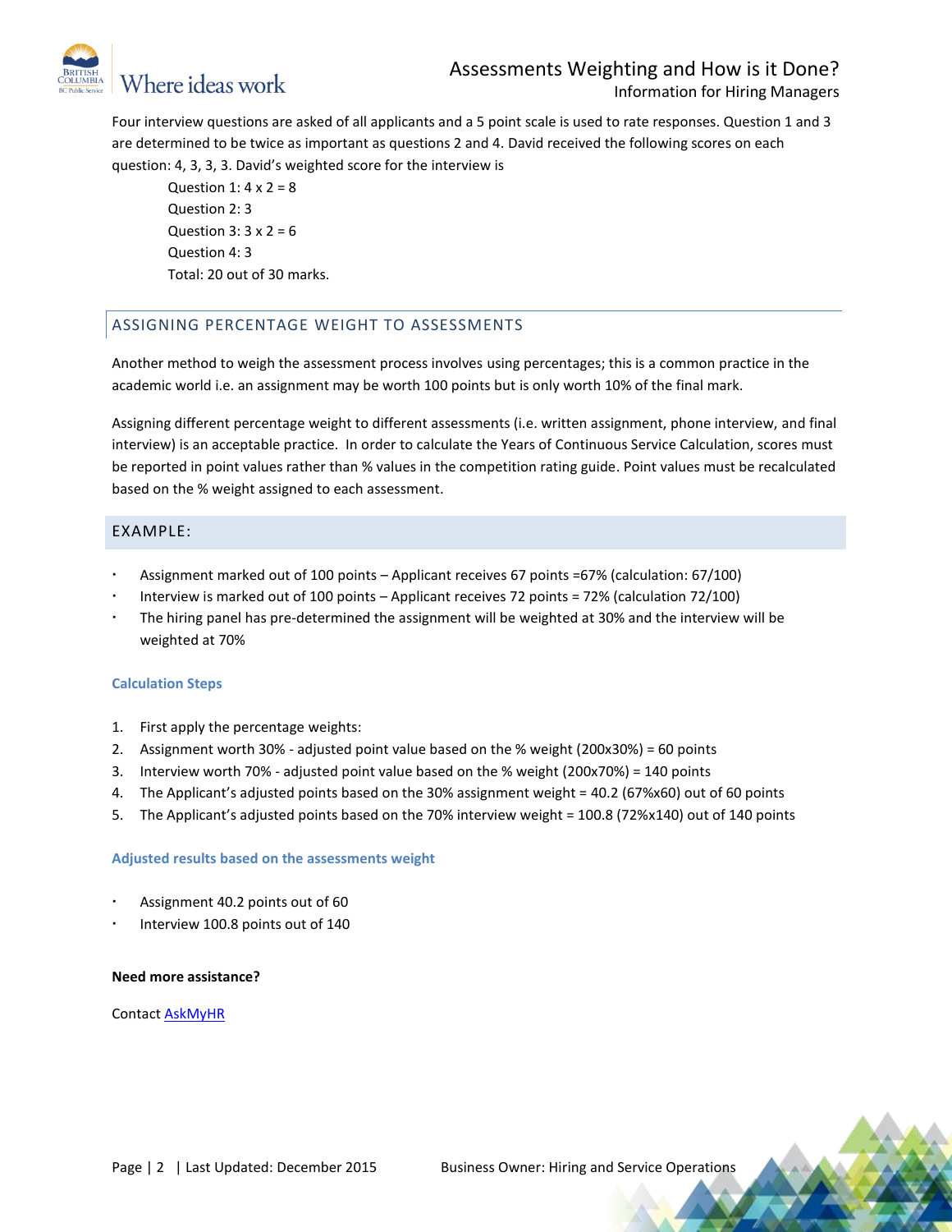Four interview questions are asked of all applicants and a 5 point scale is used to rate responses. Question 1 and 3 are determined to be twice as important as questions 2 and 4. David received the following scores on each question: 4, 3, 3, 3. David's weighted score for the interview is

Question 1: 4 x 2 = 8
Question 2: 3
Question 3: 3 x 2 = 6
Question 4: 3
Total: 20 out of 30 marks.

## ASSIGNING PERCENTAGE WEIGHT TO ASSESSMENTS

Another method to weigh the assessment process involves using percentages; this is a common practice in the academic world i.e. an assignment may be worth 100 points but is only worth 10% of the final mark.

Assigning different percentage weight to different assessments (i.e. written assignment, phone interview, and final interview) is an acceptable practice. In order to calculate the Years of Continuous Service Calculation, scores must be reported in point values rather than % values in the competition rating guide. Point values must be recalculated based on the % weight assigned to each assessment.

## EXAMPLE:

- Assignment marked out of 100 points – Applicant receives 67 points =67% (calculation: 67/100)
- Interview is marked out of 100 points – Applicant receives 72 points = 72% (calculation 72/100)
- The hiring panel has pre-determined the assignment will be weighted at 30% and the interview will be weighted at 70%

### Calculation Steps

1. First apply the percentage weights:
2. Assignment worth 30% - adjusted point value based on the % weight (200x30%) = 60 points
3. Interview worth 70% - adjusted point value based on the % weight (200x70%) = 140 points
4. The Applicant's adjusted points based on the 30% assignment weight = 40.2 (67%x60) out of 60 points
5. The Applicant's adjusted points based on the 70% interview weight = 100.8 (72%x140) out of 140 points

### Adjusted results based on the assessments weight

- Assignment 40.2 points out of 60
- Interview 100.8 points out of 140

**Need more assistance?**

Contact AskMyHR